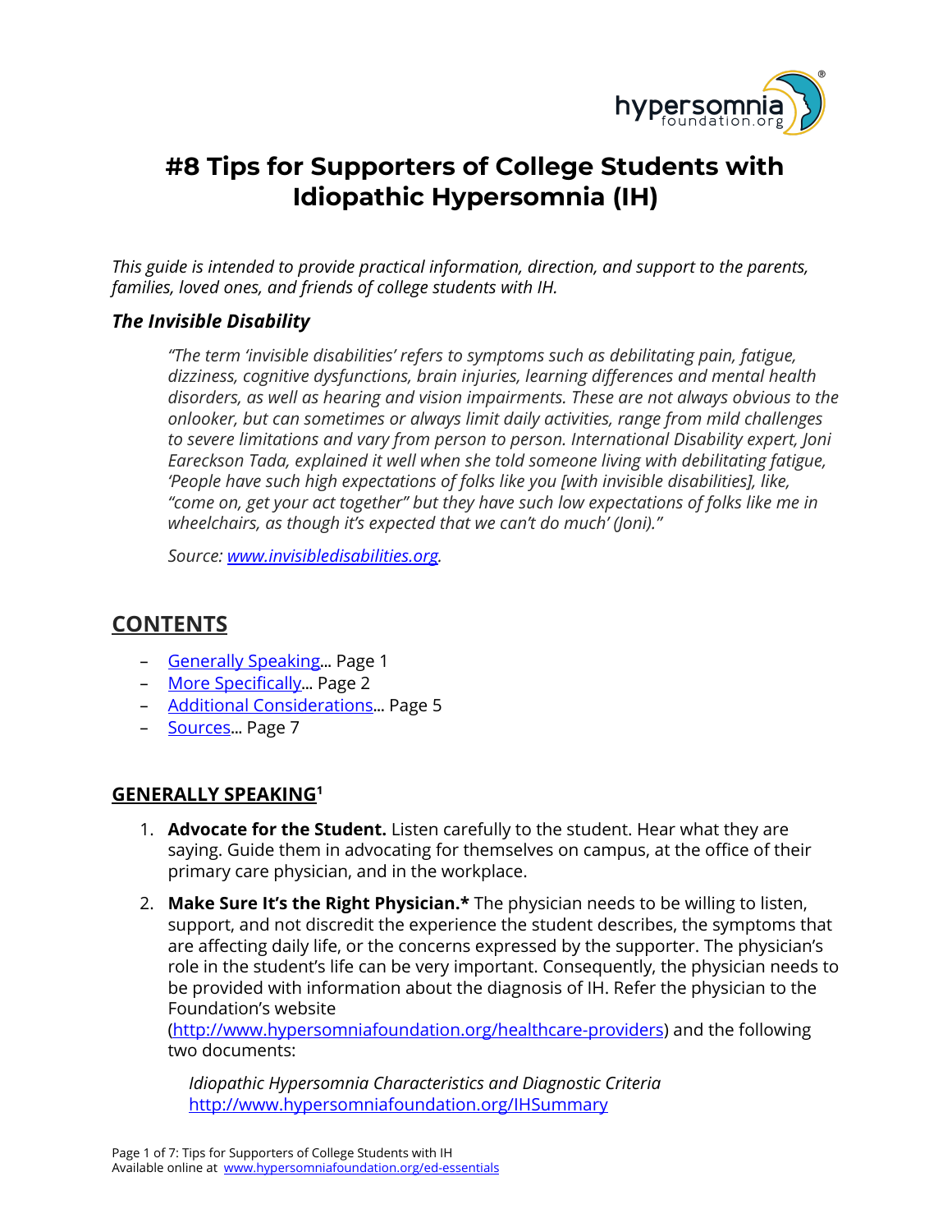# #8 Tips for Supporters of College Students with Idiopathic Hypersomnia (IH)

*This guide is intended to provide practical information, direction, and support to the parents, families, loved ones, and friends of college students with IH.*

### *The Invisible Disability*

> *"The term 'invisible disabilities' refers to symptoms such as debilitating pain, fatigue, dizziness, cognitive dysfunctions, brain injuries, learning differences and mental health disorders, as well as hearing and vision impairments. These are not always obvious to the onlooker, but can sometimes or always limit daily activities, range from mild challenges to severe limitations and vary from person to person. International Disability expert, Joni Eareckson Tada, explained it well when she told someone living with debilitating fatigue, 'People have such high expectations of folks like you [with invisible disabilities], like, "come on, get your act together" but they have such low expectations of folks like me in wheelchairs, as though it's expected that we can't do much' (Joni)."*
>
> *Source: [www.invisibledisabilities.org](http://www.invisibledisabilities.org).*

## CONTENTS

- [Generally Speaking](#)... Page 1
- [More Specifically](#)... Page 2
- [Additional Considerations](#)... Page 5
- [Sources](#)... Page 7

## GENERALLY SPEAKING[1]

1. **Advocate for the Student.** Listen carefully to the student. Hear what they are saying. Guide them in advocating for themselves on campus, at the office of their primary care physician, and in the workplace.
2. **Make Sure It's the Right Physician.*** The physician needs to be willing to listen, support, and not discredit the experience the student describes, the symptoms that are affecting daily life, or the concerns expressed by the supporter. The physician's role in the student's life can be very important. Consequently, the physician needs to be provided with information about the diagnosis of IH. Refer the physician to the Foundation's website (http://www.hypersomniafoundation.org/healthcare-providers) and the following two documents:

   *Idiopathic Hypersomnia Characteristics and Diagnostic Criteria*
   http://www.hypersomniafoundation.org/IHSummary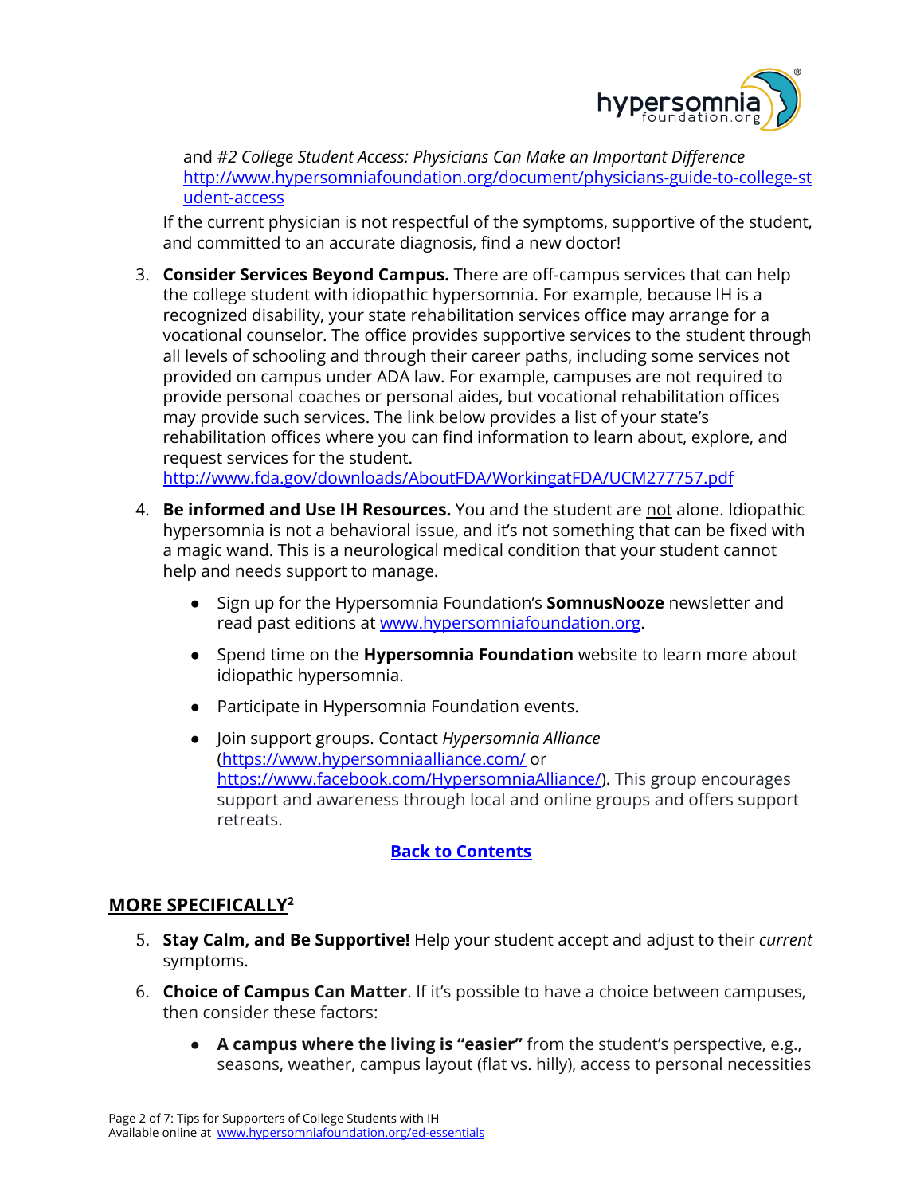and *#2 College Student Access: Physicians Can Make an Important Difference* http://www.hypersomniafoundation.org/document/physicians-guide-to-college-student-access

If the current physician is not respectful of the symptoms, supportive of the student, and committed to an accurate diagnosis, find a new doctor!

3. **Consider Services Beyond Campus.** There are off-campus services that can help the college student with idiopathic hypersomnia. For example, because IH is a recognized disability, your state rehabilitation services office may arrange for a vocational counselor. The office provides supportive services to the student through all levels of schooling and through their career paths, including some services not provided on campus under ADA law. For example, campuses are not required to provide personal coaches or personal aides, but vocational rehabilitation offices may provide such services. The link below provides a list of your state's rehabilitation offices where you can find information to learn about, explore, and request services for the student. http://www.fda.gov/downloads/AboutFDA/WorkingatFDA/UCM277757.pdf

4. **Be informed and Use IH Resources.** You and the student are not alone. Idiopathic hypersomnia is not a behavioral issue, and it's not something that can be fixed with a magic wand. This is a neurological medical condition that your student cannot help and needs support to manage.

   - Sign up for the Hypersomnia Foundation's **SomnusNooze** newsletter and read past editions at www.hypersomniafoundation.org.
   - Spend time on the **Hypersomnia Foundation** website to learn more about idiopathic hypersomnia.
   - Participate in Hypersomnia Foundation events.
   - Join support groups. Contact *Hypersomnia Alliance* (https://www.hypersomniaalliance.com/ or https://www.facebook.com/HypersomniaAlliance/). This group encourages support and awareness through local and online groups and offers support retreats.

**Back to Contents**

## MORE SPECIFICALLY[2]

5. **Stay Calm, and Be Supportive!** Help your student accept and adjust to their *current* symptoms.

6. **Choice of Campus Can Matter**. If it's possible to have a choice between campuses, then consider these factors:

   - **A campus where the living is "easier"** from the student's perspective, e.g., seasons, weather, campus layout (flat vs. hilly), access to personal necessities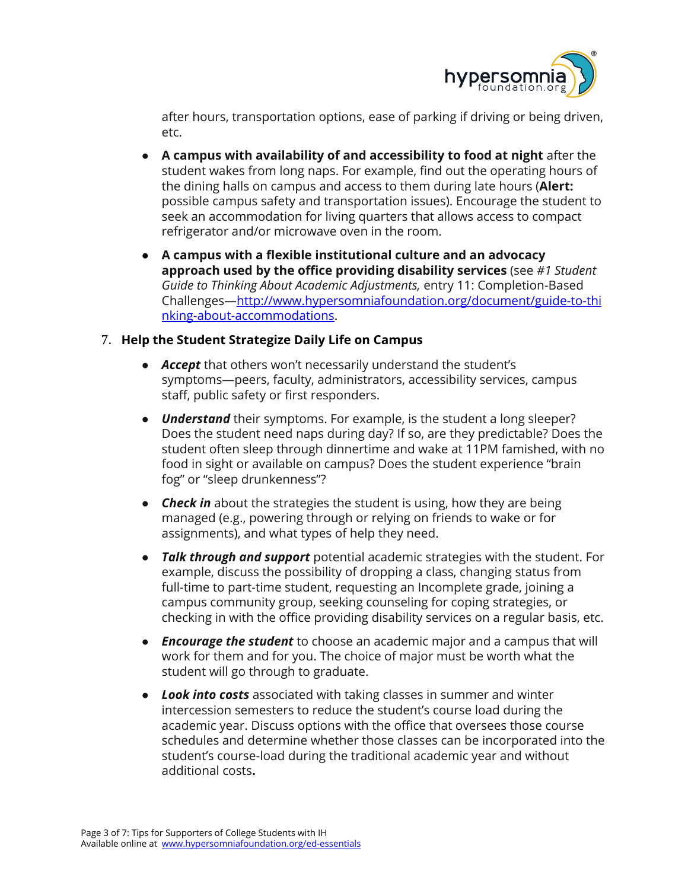after hours, transportation options, ease of parking if driving or being driven, etc.

- **A campus with availability of and accessibility to food at night** after the student wakes from long naps. For example, find out the operating hours of the dining halls on campus and access to them during late hours (**Alert:** possible campus safety and transportation issues). Encourage the student to seek an accommodation for living quarters that allows access to compact refrigerator and/or microwave oven in the room.
- **A campus with a flexible institutional culture and an advocacy approach used by the office providing disability services** (see *#1 Student Guide to Thinking About Academic Adjustments,* entry 11: Completion-Based Challenges—[http://www.hypersomniafoundation.org/document/guide-to-thinking-about-accommodations](http://www.hypersomniafoundation.org/document/guide-to-thinking-about-accommodations).

7. **Help the Student Strategize Daily Life on Campus**

- ***Accept*** that others won't necessarily understand the student's symptoms—peers, faculty, administrators, accessibility services, campus staff, public safety or first responders.
- ***Understand*** their symptoms. For example, is the student a long sleeper? Does the student need naps during day? If so, are they predictable? Does the student often sleep through dinnertime and wake at 11PM famished, with no food in sight or available on campus? Does the student experience "brain fog" or "sleep drunkenness"?
- ***Check in*** about the strategies the student is using, how they are being managed (e.g., powering through or relying on friends to wake or for assignments), and what types of help they need.
- ***Talk through and support*** potential academic strategies with the student. For example, discuss the possibility of dropping a class, changing status from full-time to part-time student, requesting an Incomplete grade, joining a campus community group, seeking counseling for coping strategies, or checking in with the office providing disability services on a regular basis, etc.
- ***Encourage the student*** to choose an academic major and a campus that will work for them and for you. The choice of major must be worth what the student will go through to graduate.
- ***Look into costs*** associated with taking classes in summer and winter intercession semesters to reduce the student's course load during the academic year. Discuss options with the office that oversees those course schedules and determine whether those classes can be incorporated into the student's course-load during the traditional academic year and without additional costs**.**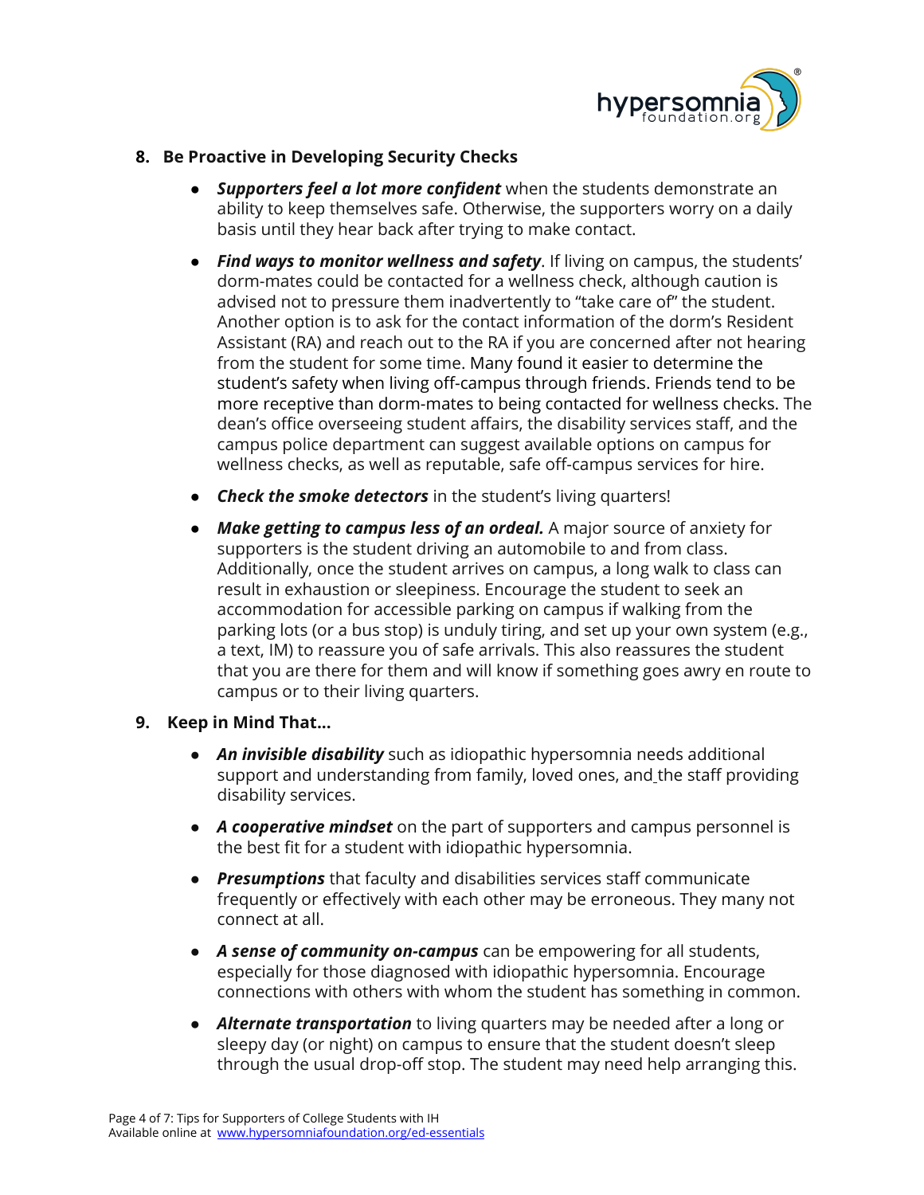8. **Be Proactive in Developing Security Checks**

    - ***Supporters feel a lot more confident*** when the students demonstrate an ability to keep themselves safe. Otherwise, the supporters worry on a daily basis until they hear back after trying to make contact.
    - ***Find ways to monitor wellness and safety***. If living on campus, the students' dorm-mates could be contacted for a wellness check, although caution is advised not to pressure them inadvertently to "take care of" the student. Another option is to ask for the contact information of the dorm's Resident Assistant (RA) and reach out to the RA if you are concerned after not hearing from the student for some time. Many found it easier to determine the student's safety when living off-campus through friends. Friends tend to be more receptive than dorm-mates to being contacted for wellness checks. The dean's office overseeing student affairs, the disability services staff, and the campus police department can suggest available options on campus for wellness checks, as well as reputable, safe off-campus services for hire.
    - ***Check the smoke detectors*** in the student's living quarters!
    - ***Make getting to campus less of an ordeal.*** A major source of anxiety for supporters is the student driving an automobile to and from class. Additionally, once the student arrives on campus, a long walk to class can result in exhaustion or sleepiness. Encourage the student to seek an accommodation for accessible parking on campus if walking from the parking lots (or a bus stop) is unduly tiring, and set up your own system (e.g., a text, IM) to reassure you of safe arrivals. This also reassures the student that you are there for them and will know if something goes awry en route to campus or to their living quarters.

9. **Keep in Mind That…**

    - ***An invisible disability*** such as idiopathic hypersomnia needs additional support and understanding from family, loved ones, and the staff providing disability services.
    - ***A cooperative mindset*** on the part of supporters and campus personnel is the best fit for a student with idiopathic hypersomnia.
    - ***Presumptions*** that faculty and disabilities services staff communicate frequently or effectively with each other may be erroneous. They many not connect at all.
    - ***A sense of community on-campus*** can be empowering for all students, especially for those diagnosed with idiopathic hypersomnia. Encourage connections with others with whom the student has something in common.
    - ***Alternate transportation*** to living quarters may be needed after a long or sleepy day (or night) on campus to ensure that the student doesn't sleep through the usual drop-off stop. The student may need help arranging this.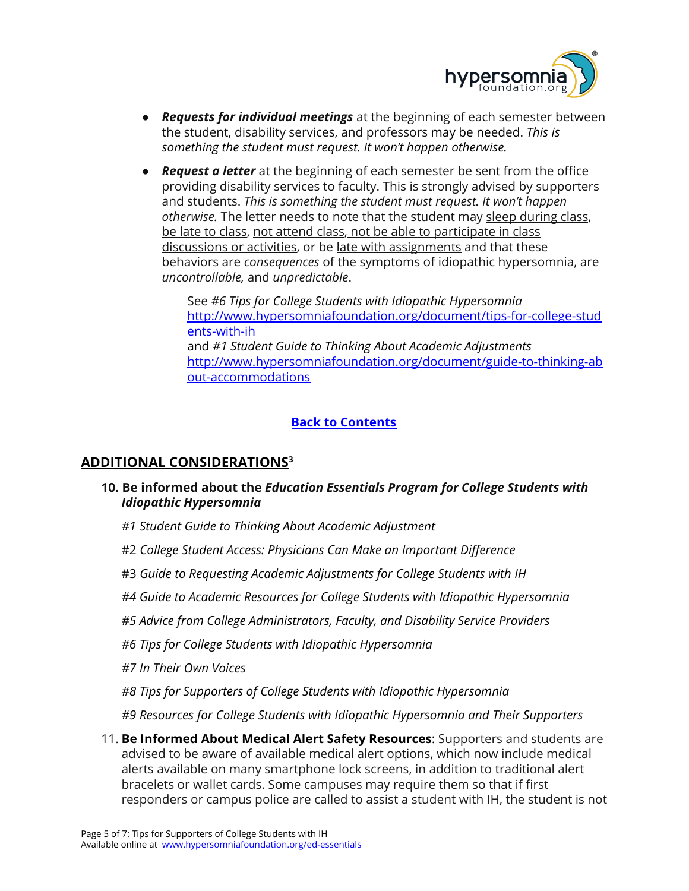- ***Requests for individual meetings*** at the beginning of each semester between the student, disability services, and professors may be needed. *This is something the student must request. It won't happen otherwise.*
- ***Request a letter*** at the beginning of each semester be sent from the office providing disability services to faculty. This is strongly advised by supporters and students. *This is something the student must request. It won't happen otherwise.* The letter needs to note that the student may sleep during class, be late to class, not attend class, not be able to participate in class discussions or activities, or be late with assignments and that these behaviors are *consequences* of the symptoms of idiopathic hypersomnia, are *uncontrollable,* and *unpredictable*.

  See *#6 Tips for College Students with Idiopathic Hypersomnia* [http://www.hypersomniafoundation.org/document/tips-for-college-students-with-ih](http://www.hypersomniafoundation.org/document/tips-for-college-students-with-ih)
  and *#1 Student Guide to Thinking About Academic Adjustments* [http://www.hypersomniafoundation.org/document/guide-to-thinking-about-accommodations](http://www.hypersomniafoundation.org/document/guide-to-thinking-about-accommodations)

**Back to Contents**

## ADDITIONAL CONSIDERATIONS[3]

10. **Be informed about the *Education Essentials Program for College Students with Idiopathic Hypersomnia***

    *#1 Student Guide to Thinking About Academic Adjustment*

    #2 *College Student Access: Physicians Can Make an Important Difference*

    #3 *Guide to Requesting Academic Adjustments for College Students with IH*

    *#4 Guide to Academic Resources for College Students with Idiopathic Hypersomnia*

    *#5 Advice from College Administrators, Faculty, and Disability Service Providers*

    *#6 Tips for College Students with Idiopathic Hypersomnia*

    *#7 In Their Own Voices*

    *#8 Tips for Supporters of College Students with Idiopathic Hypersomnia*

    *#9 Resources for College Students with Idiopathic Hypersomnia and Their Supporters*

11. **Be Informed About Medical Alert Safety Resources**: Supporters and students are advised to be aware of available medical alert options, which now include medical alerts available on many smartphone lock screens, in addition to traditional alert bracelets or wallet cards. Some campuses may require them so that if first responders or campus police are called to assist a student with IH, the student is not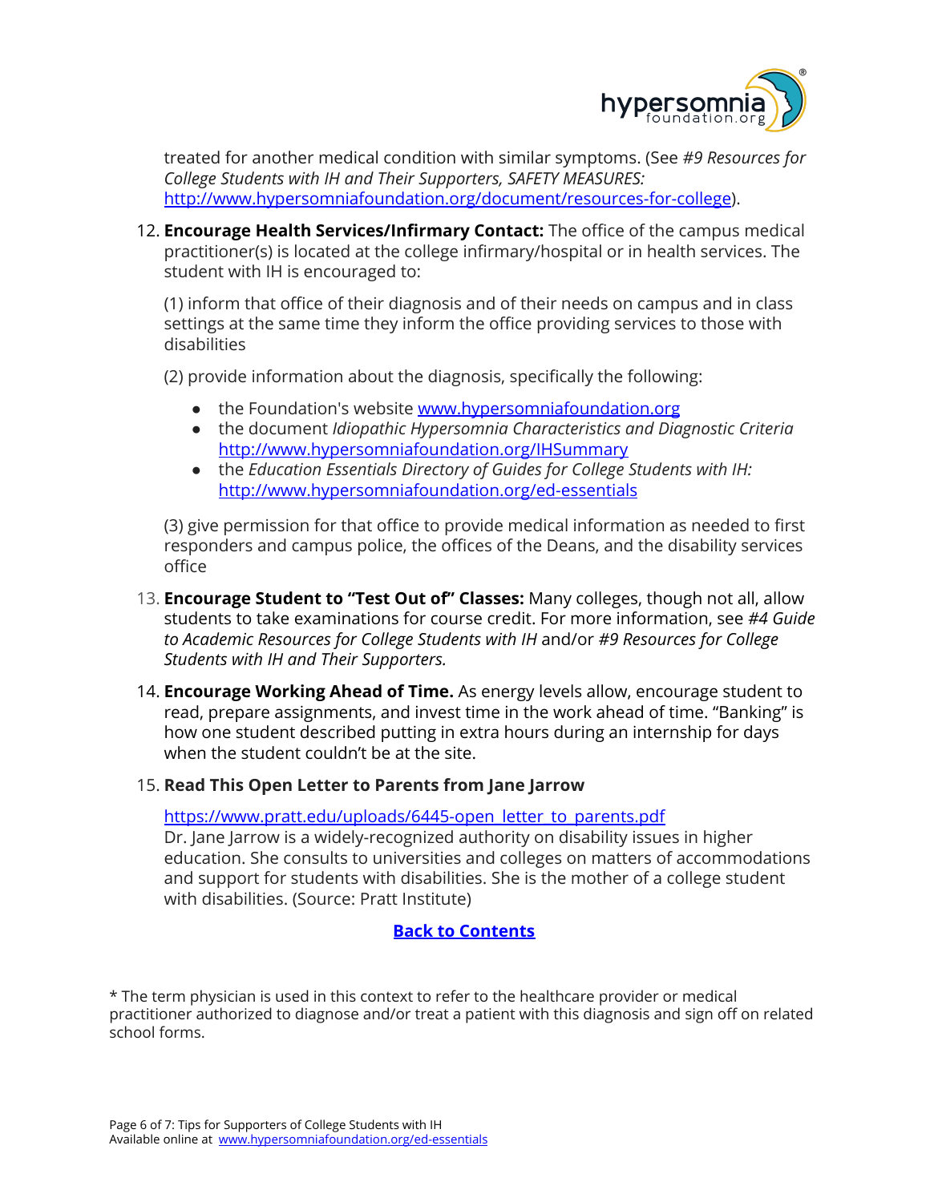treated for another medical condition with similar symptoms. (See *#9 Resources for College Students with IH and Their Supporters, SAFETY MEASURES:* [http://www.hypersomniafoundation.org/document/resources-for-college](http://www.hypersomniafoundation.org/document/resources-for-college)).

12. **Encourage Health Services/Infirmary Contact:** The office of the campus medical practitioner(s) is located at the college infirmary/hospital or in health services. The student with IH is encouraged to:

    (1) inform that office of their diagnosis and of their needs on campus and in class settings at the same time they inform the office providing services to those with disabilities

    (2) provide information about the diagnosis, specifically the following:

    - the Foundation's website [www.hypersomniafoundation.org](http://www.hypersomniafoundation.org)
    - the document *Idiopathic Hypersomnia Characteristics and Diagnostic Criteria* [http://www.hypersomniafoundation.org/IHSummary](http://www.hypersomniafoundation.org/IHSummary)
    - the *Education Essentials Directory of Guides for College Students with IH:* [http://www.hypersomniafoundation.org/ed-essentials](http://www.hypersomniafoundation.org/ed-essentials)

    (3) give permission for that office to provide medical information as needed to first responders and campus police, the offices of the Deans, and the disability services office

13. **Encourage Student to "Test Out of" Classes:** Many colleges, though not all, allow students to take examinations for course credit. For more information, see *#4 Guide to Academic Resources for College Students with IH* and/or *#9 Resources for College Students with IH and Their Supporters.*

14. **Encourage Working Ahead of Time.** As energy levels allow, encourage student to read, prepare assignments, and invest time in the work ahead of time. "Banking" is how one student described putting in extra hours during an internship for days when the student couldn't be at the site.

15. **Read This Open Letter to Parents from Jane Jarrow**

    [https://www.pratt.edu/uploads/6445-open_letter_to_parents.pdf](https://www.pratt.edu/uploads/6445-open_letter_to_parents.pdf)
    Dr. Jane Jarrow is a widely-recognized authority on disability issues in higher education. She consults to universities and colleges on matters of accommodations and support for students with disabilities. She is the mother of a college student with disabilities. (Source: Pratt Institute)

**Back to Contents**

* The term physician is used in this context to refer to the healthcare provider or medical practitioner authorized to diagnose and/or treat a patient with this diagnosis and sign off on related school forms.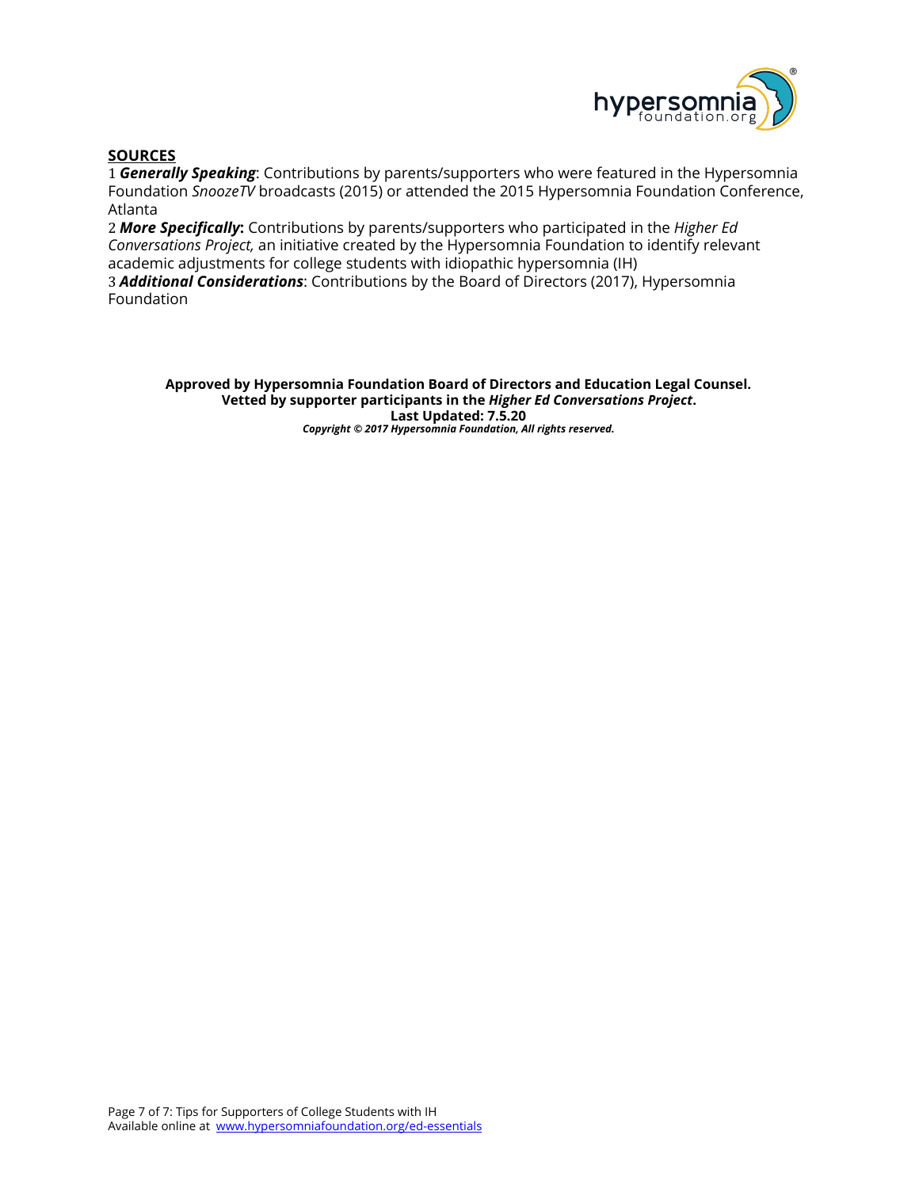## SOURCES

1 ***Generally Speaking***: Contributions by parents/supporters who were featured in the Hypersomnia Foundation *SnoozeTV* broadcasts (2015) or attended the 2015 Hypersomnia Foundation Conference, Atlanta

2 ***More Specifically*****:** Contributions by parents/supporters who participated in the *Higher Ed Conversations Project,* an initiative created by the Hypersomnia Foundation to identify relevant academic adjustments for college students with idiopathic hypersomnia (IH)

3 ***Additional Considerations***: Contributions by the Board of Directors (2017), Hypersomnia Foundation

**Approved by Hypersomnia Foundation Board of Directors and Education Legal Counsel.**
**Vetted by supporter participants in the *Higher Ed Conversations Project*.**
**Last Updated: 7.5.20**
***Copyright © 2017 Hypersomnia Foundation, All rights reserved.***